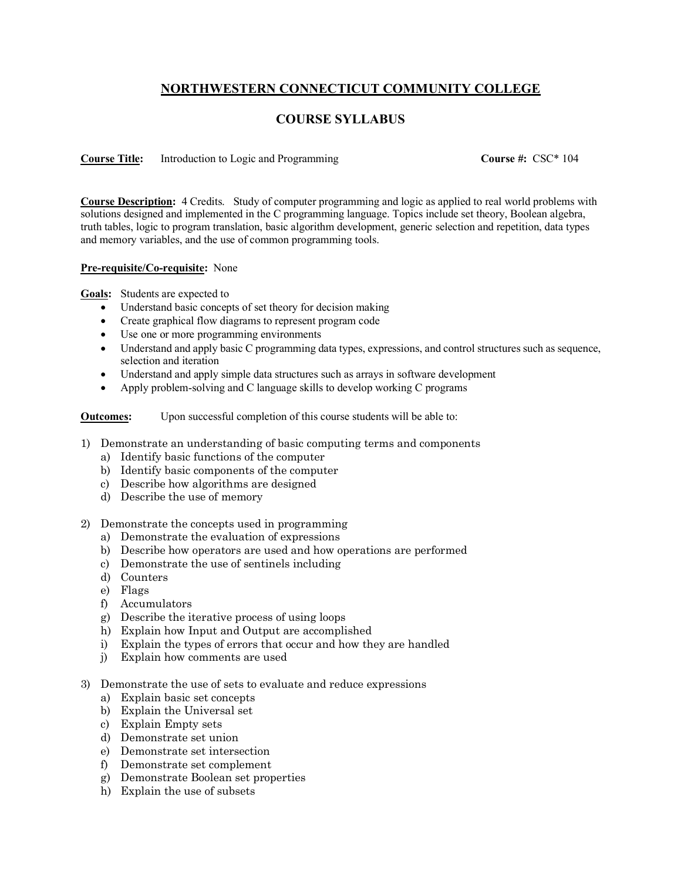# NORTHWESTERN CONNECTICUT COMMUNITY COLLEGE

## COURSE SYLLABUS

**Course Title:** Introduction to Logic and Programming **Course #:** CSC* 104

**Course Description:** 4 Credits. Study of computer programming and logic as applied to real world problems with solutions designed and implemented in the C programming language. Topics include set theory, Boolean algebra, truth tables, logic to program translation, basic algorithm development, generic selection and repetition, data types and memory variables, and the use of common programming tools.

**Pre-requisite/Co-requisite:** None

**Goals:** Students are expected to

- Understand basic concepts of set theory for decision making
- Create graphical flow diagrams to represent program code
- Use one or more programming environments
- Understand and apply basic C programming data types, expressions, and control structures such as sequence, selection and iteration
- Understand and apply simple data structures such as arrays in software development
- Apply problem-solving and C language skills to develop working C programs

**Outcomes:** Upon successful completion of this course students will be able to:

1) Demonstrate an understanding of basic computing terms and components
   a) Identify basic functions of the computer
   b) Identify basic components of the computer
   c) Describe how algorithms are designed
   d) Describe the use of memory

2) Demonstrate the concepts used in programming
   a) Demonstrate the evaluation of expressions
   b) Describe how operators are used and how operations are performed
   c) Demonstrate the use of sentinels including
   d) Counters
   e) Flags
   f) Accumulators
   g) Describe the iterative process of using loops
   h) Explain how Input and Output are accomplished
   i) Explain the types of errors that occur and how they are handled
   j) Explain how comments are used

3) Demonstrate the use of sets to evaluate and reduce expressions
   a) Explain basic set concepts
   b) Explain the Universal set
   c) Explain Empty sets
   d) Demonstrate set union
   e) Demonstrate set intersection
   f) Demonstrate set complement
   g) Demonstrate Boolean set properties
   h) Explain the use of subsets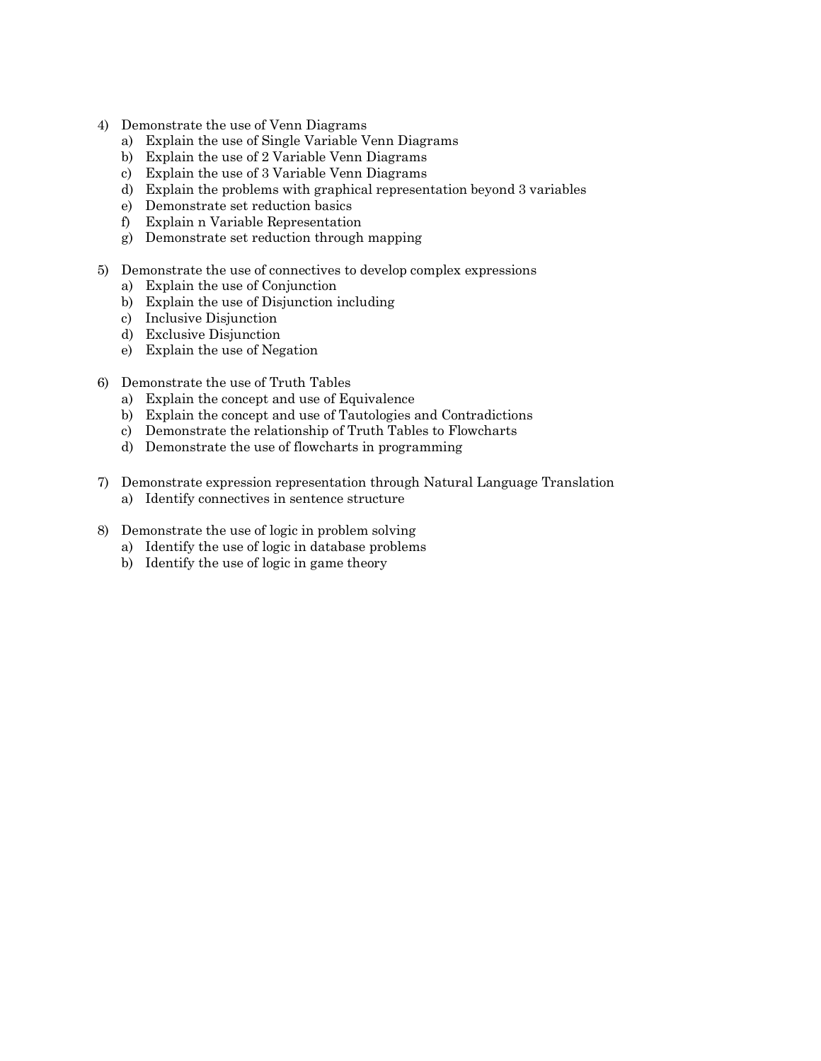4) Demonstrate the use of Venn Diagrams
   a) Explain the use of Single Variable Venn Diagrams
   b) Explain the use of 2 Variable Venn Diagrams
   c) Explain the use of 3 Variable Venn Diagrams
   d) Explain the problems with graphical representation beyond 3 variables
   e) Demonstrate set reduction basics
   f) Explain n Variable Representation
   g) Demonstrate set reduction through mapping

5) Demonstrate the use of connectives to develop complex expressions
   a) Explain the use of Conjunction
   b) Explain the use of Disjunction including
   c) Inclusive Disjunction
   d) Exclusive Disjunction
   e) Explain the use of Negation

6) Demonstrate the use of Truth Tables
   a) Explain the concept and use of Equivalence
   b) Explain the concept and use of Tautologies and Contradictions
   c) Demonstrate the relationship of Truth Tables to Flowcharts
   d) Demonstrate the use of flowcharts in programming

7) Demonstrate expression representation through Natural Language Translation
   a) Identify connectives in sentence structure

8) Demonstrate the use of logic in problem solving
   a) Identify the use of logic in database problems
   b) Identify the use of logic in game theory